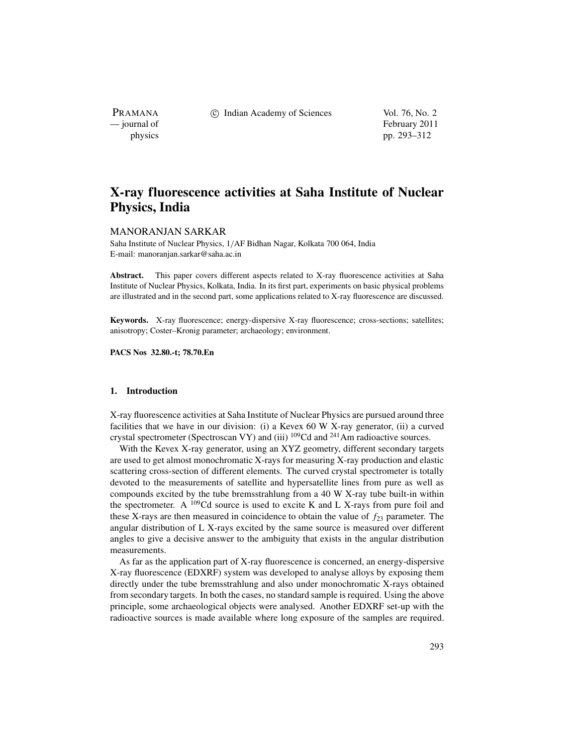# X-ray fluorescence activities at Saha Institute of Nuclear Physics, India

MANORANJAN SARKAR

Saha Institute of Nuclear Physics, 1/AF Bidhan Nagar, Kolkata 700 064, India
E-mail: manoranjan.sarkar@saha.ac.in

**Abstract.** This paper covers different aspects related to X-ray fluorescence activities at Saha Institute of Nuclear Physics, Kolkata, India. In its first part, experiments on basic physical problems are illustrated and in the second part, some applications related to X-ray fluorescence are discussed.

**Keywords.** X-ray fluorescence; energy-dispersive X-ray fluorescence; cross-sections; satellites; anisotropy; Coster–Kronig parameter; archaeology; environment.

**PACS Nos 32.80.-t; 78.70.En**

## 1. Introduction

X-ray fluorescence activities at Saha Institute of Nuclear Physics are pursued around three facilities that we have in our division: (i) a Kevex 60 W X-ray generator, (ii) a curved crystal spectrometer (Spectroscan VY) and (iii) $^{109}$Cd and $^{241}$Am radioactive sources.

With the Kevex X-ray generator, using an XYZ geometry, different secondary targets are used to get almost monochromatic X-rays for measuring X-ray production and elastic scattering cross-section of different elements. The curved crystal spectrometer is totally devoted to the measurements of satellite and hypersatellite lines from pure as well as compounds excited by the tube bremsstrahlung from a 40 W X-ray tube built-in within the spectrometer. A $^{109}$Cd source is used to excite K and L X-rays from pure foil and these X-rays are then measured in coincidence to obtain the value of $f_{23}$ parameter. The angular distribution of L X-rays excited by the same source is measured over different angles to give a decisive answer to the ambiguity that exists in the angular distribution measurements.

As far as the application part of X-ray fluorescence is concerned, an energy-dispersive X-ray fluorescence (EDXRF) system was developed to analyse alloys by exposing them directly under the tube bremsstrahlung and also under monochromatic X-rays obtained from secondary targets. In both the cases, no standard sample is required. Using the above principle, some archaeological objects were analysed. Another EDXRF set-up with the radioactive sources is made available where long exposure of the samples are required.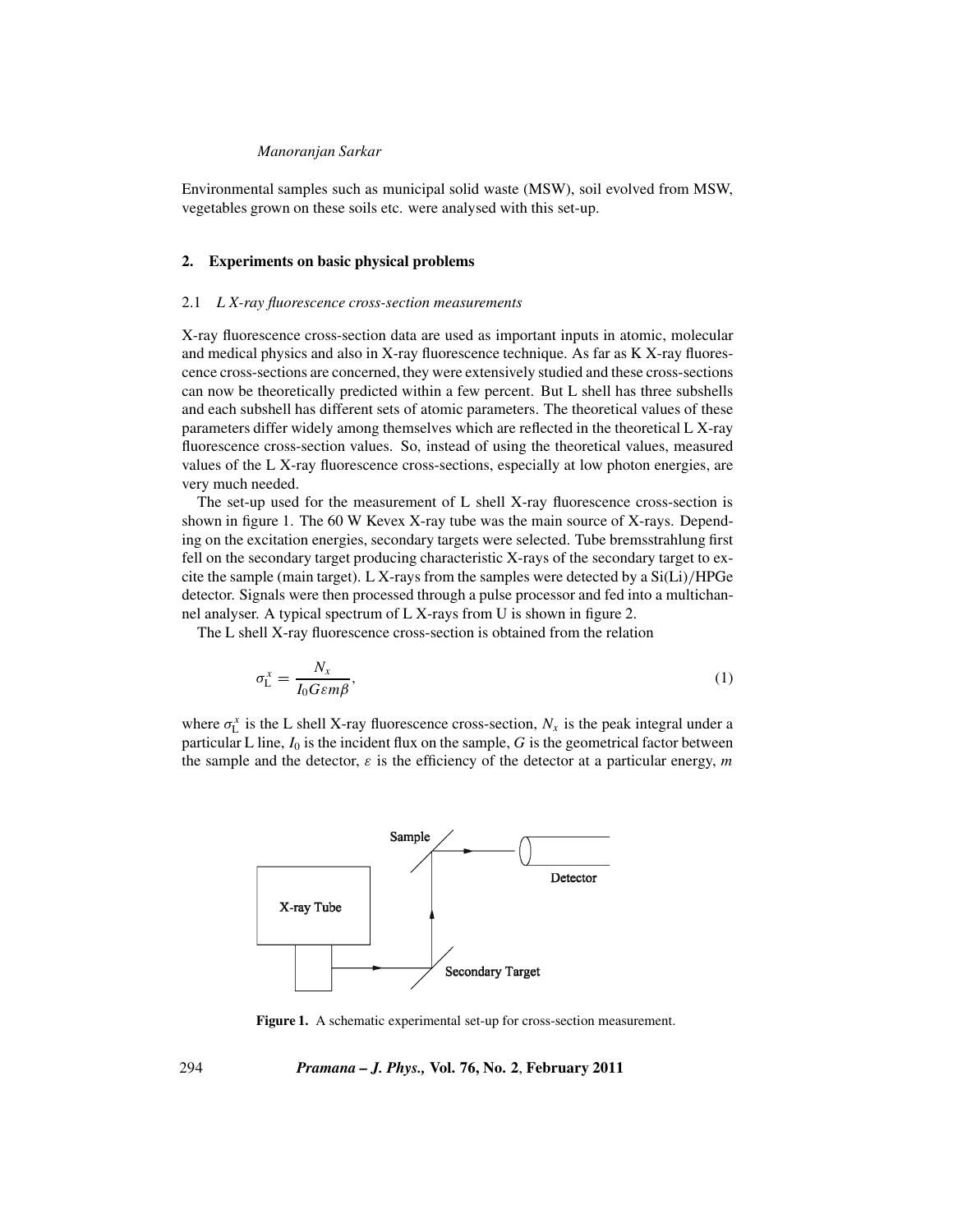Environmental samples such as municipal solid waste (MSW), soil evolved from MSW, vegetables grown on these soils etc. were analysed with this set-up.

## 2. Experiments on basic physical problems

### 2.1 *L X-ray fluorescence cross-section measurements*

X-ray fluorescence cross-section data are used as important inputs in atomic, molecular and medical physics and also in X-ray fluorescence technique. As far as K X-ray fluorescence cross-sections are concerned, they were extensively studied and these cross-sections can now be theoretically predicted within a few percent. But L shell has three subshells and each subshell has different sets of atomic parameters. The theoretical values of these parameters differ widely among themselves which are reflected in the theoretical L X-ray fluorescence cross-section values. So, instead of using the theoretical values, measured values of the L X-ray fluorescence cross-sections, especially at low photon energies, are very much needed.

The set-up used for the measurement of L shell X-ray fluorescence cross-section is shown in figure 1. The 60 W Kevex X-ray tube was the main source of X-rays. Depending on the excitation energies, secondary targets were selected. Tube bremsstrahlung first fell on the secondary target producing characteristic X-rays of the secondary target to excite the sample (main target). L X-rays from the samples were detected by a Si(Li)/HPGe detector. Signals were then processed through a pulse processor and fed into a multichannel analyser. A typical spectrum of L X-rays from U is shown in figure 2.

The L shell X-ray fluorescence cross-section is obtained from the relation

$$\sigma_{\mathrm{L}}^{x} = \frac{N_x}{I_0 G \varepsilon m \beta}, \tag{1}$$

where $\sigma_{\mathrm{L}}^{x}$ is the L shell X-ray fluorescence cross-section, $N_x$ is the peak integral under a particular L line, $I_0$ is the incident flux on the sample, $G$ is the geometrical factor between the sample and the detector, $\varepsilon$ is the efficiency of the detector at a particular energy, $m$

**Figure 1.** A schematic experimental set-up for cross-section measurement.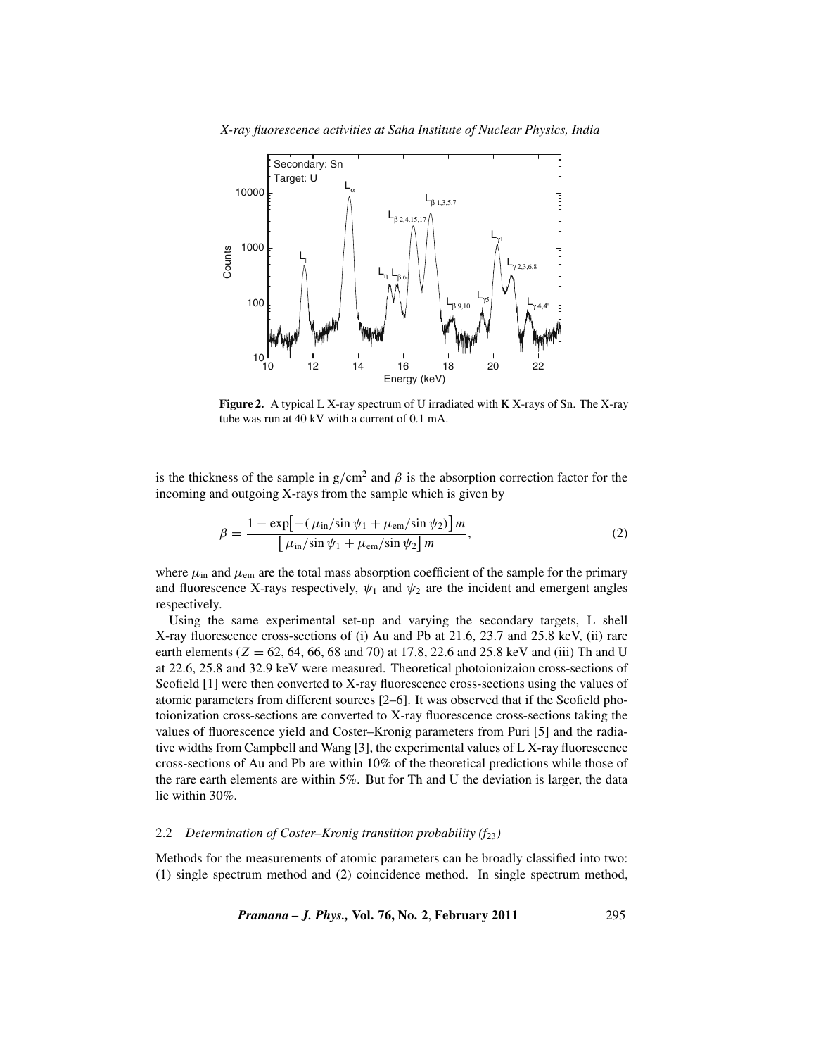**Figure 2.** A typical L X-ray spectrum of U irradiated with K X-rays of Sn. The X-ray tube was run at 40 kV with a current of 0.1 mA.

is the thickness of the sample in g/cm$^2$ and $\beta$ is the absorption correction factor for the incoming and outgoing X-rays from the sample which is given by

$$\beta = \frac{1 - \exp\left[-(\mu_{\text{in}}/\sin\psi_1 + \mu_{\text{em}}/\sin\psi_2)\right] m}{\left[\mu_{\text{in}}/\sin\psi_1 + \mu_{\text{em}}/\sin\psi_2\right] m}, \tag{2}$$

where $\mu_{\text{in}}$ and $\mu_{\text{em}}$ are the total mass absorption coefficient of the sample for the primary and fluorescence X-rays respectively, $\psi_1$ and $\psi_2$ are the incident and emergent angles respectively.

Using the same experimental set-up and varying the secondary targets, L shell X-ray fluorescence cross-sections of (i) Au and Pb at 21.6, 23.7 and 25.8 keV, (ii) rare earth elements ($Z = 62$, 64, 66, 68 and 70) at 17.8, 22.6 and 25.8 keV and (iii) Th and U at 22.6, 25.8 and 32.9 keV were measured. Theoretical photoionizaion cross-sections of Scofield [1] were then converted to X-ray fluorescence cross-sections using the values of atomic parameters from different sources [2–6]. It was observed that if the Scofield photoionization cross-sections are converted to X-ray fluorescence cross-sections taking the values of fluorescence yield and Coster–Kronig parameters from Puri [5] and the radiative widths from Campbell and Wang [3], the experimental values of L X-ray fluorescence cross-sections of Au and Pb are within 10% of the theoretical predictions while those of the rare earth elements are within 5%. But for Th and U the deviation is larger, the data lie within 30%.

### 2.2 *Determination of Coster–Kronig transition probability ($f_{23}$)*

Methods for the measurements of atomic parameters can be broadly classified into two: (1) single spectrum method and (2) coincidence method. In single spectrum method,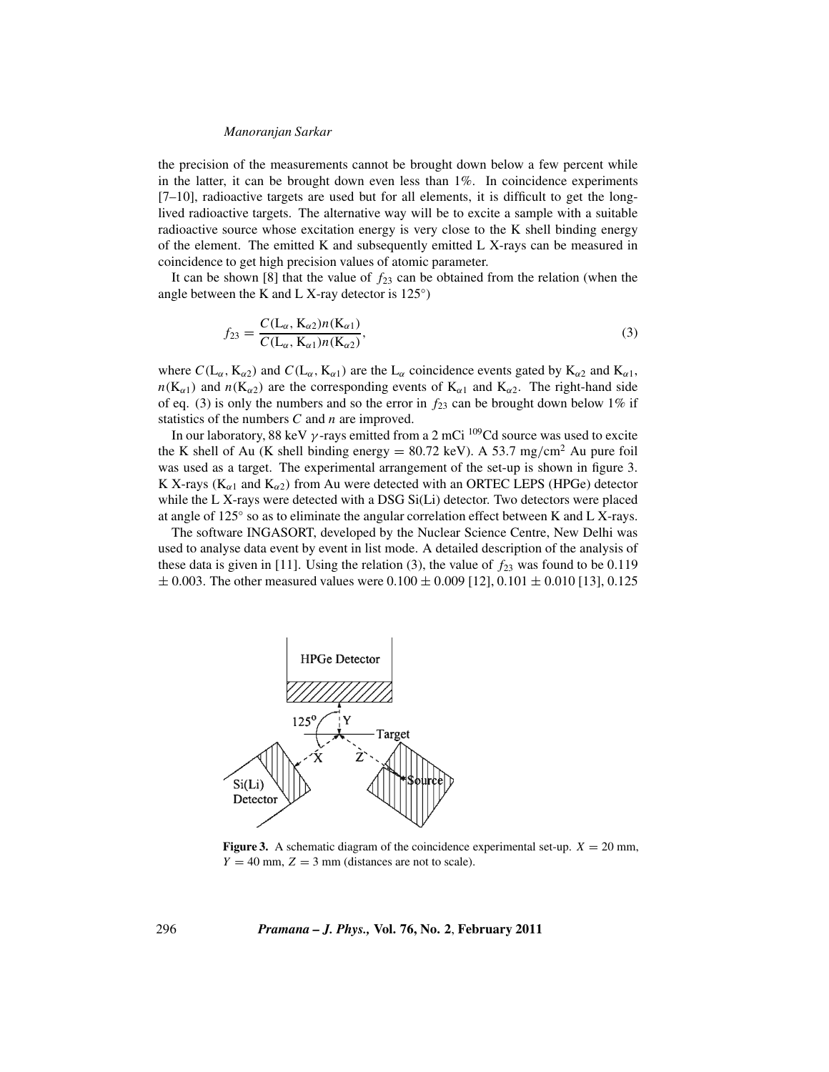the precision of the measurements cannot be brought down below a few percent while in the latter, it can be brought down even less than 1%. In coincidence experiments [7–10], radioactive targets are used but for all elements, it is difficult to get the long-lived radioactive targets. The alternative way will be to excite a sample with a suitable radioactive source whose excitation energy is very close to the K shell binding energy of the element. The emitted K and subsequently emitted L X-rays can be measured in coincidence to get high precision values of atomic parameter.

It can be shown [8] that the value of $f_{23}$ can be obtained from the relation (when the angle between the K and L X-ray detector is 125°)

$$f_{23} = \frac{C(\mathrm{L}_\alpha, \mathrm{K}_{\alpha 2}) n(\mathrm{K}_{\alpha 1})}{C(\mathrm{L}_\alpha, \mathrm{K}_{\alpha 1}) n(\mathrm{K}_{\alpha 2})}, \tag{3}$$

where $C(\mathrm{L}_\alpha, \mathrm{K}_{\alpha 2})$ and $C(\mathrm{L}_\alpha, \mathrm{K}_{\alpha 1})$ are the $\mathrm{L}_\alpha$ coincidence events gated by $\mathrm{K}_{\alpha 2}$ and $\mathrm{K}_{\alpha 1}$, $n(\mathrm{K}_{\alpha 1})$ and $n(\mathrm{K}_{\alpha 2})$ are the corresponding events of $\mathrm{K}_{\alpha 1}$ and $\mathrm{K}_{\alpha 2}$. The right-hand side of eq. (3) is only the numbers and so the error in $f_{23}$ can be brought down below 1% if statistics of the numbers $C$ and $n$ are improved.

In our laboratory, 88 keV $\gamma$-rays emitted from a 2 mCi $^{109}$Cd source was used to excite the K shell of Au (K shell binding energy = 80.72 keV). A 53.7 mg/cm$^2$ Au pure foil was used as a target. The experimental arrangement of the set-up is shown in figure 3. K X-rays ($\mathrm{K}_{\alpha 1}$ and $\mathrm{K}_{\alpha 2}$) from Au were detected with an ORTEC LEPS (HPGe) detector while the L X-rays were detected with a DSG Si(Li) detector. Two detectors were placed at angle of 125° so as to eliminate the angular correlation effect between K and L X-rays.

The software INGASORT, developed by the Nuclear Science Centre, New Delhi was used to analyse data event by event in list mode. A detailed description of the analysis of these data is given in [11]. Using the relation (3), the value of $f_{23}$ was found to be 0.119 ± 0.003. The other measured values were 0.100 ± 0.009 [12], 0.101 ± 0.010 [13], 0.125

**Figure 3.** A schematic diagram of the coincidence experimental set-up. $X = 20$ mm, $Y = 40$ mm, $Z = 3$ mm (distances are not to scale).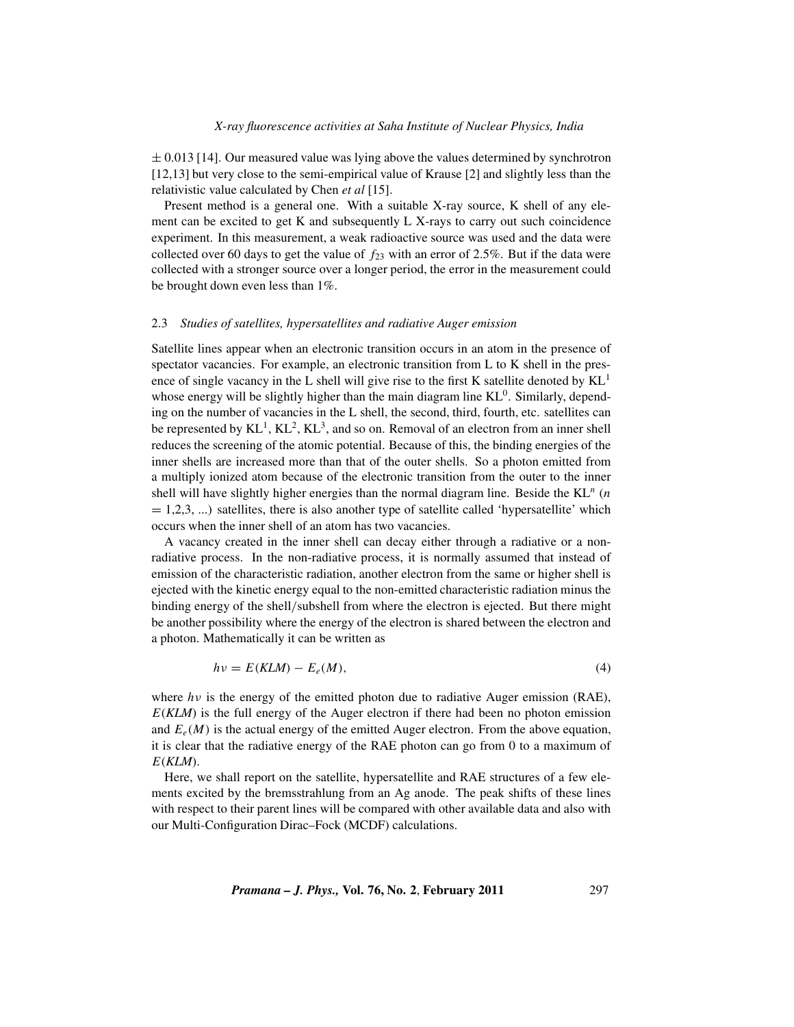± 0.013 [14]. Our measured value was lying above the values determined by synchrotron [12,13] but very close to the semi-empirical value of Krause [2] and slightly less than the relativistic value calculated by Chen *et al* [15].

Present method is a general one. With a suitable X-ray source, K shell of any element can be excited to get K and subsequently L X-rays to carry out such coincidence experiment. In this measurement, a weak radioactive source was used and the data were collected over 60 days to get the value of $f_{23}$ with an error of 2.5%. But if the data were collected with a stronger source over a longer period, the error in the measurement could be brought down even less than 1%.

### 2.3 *Studies of satellites, hypersatellites and radiative Auger emission*

Satellite lines appear when an electronic transition occurs in an atom in the presence of spectator vacancies. For example, an electronic transition from L to K shell in the presence of single vacancy in the L shell will give rise to the first K satellite denoted by $KL^1$ whose energy will be slightly higher than the main diagram line $KL^0$. Similarly, depending on the number of vacancies in the L shell, the second, third, fourth, etc. satellites can be represented by $KL^1$, $KL^2$, $KL^3$, and so on. Removal of an electron from an inner shell reduces the screening of the atomic potential. Because of this, the binding energies of the inner shells are increased more than that of the outer shells. So a photon emitted from a multiply ionized atom because of the electronic transition from the outer to the inner shell will have slightly higher energies than the normal diagram line. Beside the $KL^n$ ($n = 1,2,3, ...$) satellites, there is also another type of satellite called 'hypersatellite' which occurs when the inner shell of an atom has two vacancies.

A vacancy created in the inner shell can decay either through a radiative or a non-radiative process. In the non-radiative process, it is normally assumed that instead of emission of the characteristic radiation, another electron from the same or higher shell is ejected with the kinetic energy equal to the non-emitted characteristic radiation minus the binding energy of the shell/subshell from where the electron is ejected. But there might be another possibility where the energy of the electron is shared between the electron and a photon. Mathematically it can be written as

$$h\nu = E(KLM) - E_e(M), \tag{4}$$

where $h\nu$ is the energy of the emitted photon due to radiative Auger emission (RAE), $E(KLM)$ is the full energy of the Auger electron if there had been no photon emission and $E_e(M)$ is the actual energy of the emitted Auger electron. From the above equation, it is clear that the radiative energy of the RAE photon can go from 0 to a maximum of $E(KLM)$.

Here, we shall report on the satellite, hypersatellite and RAE structures of a few elements excited by the bremsstrahlung from an Ag anode. The peak shifts of these lines with respect to their parent lines will be compared with other available data and also with our Multi-Configuration Dirac–Fock (MCDF) calculations.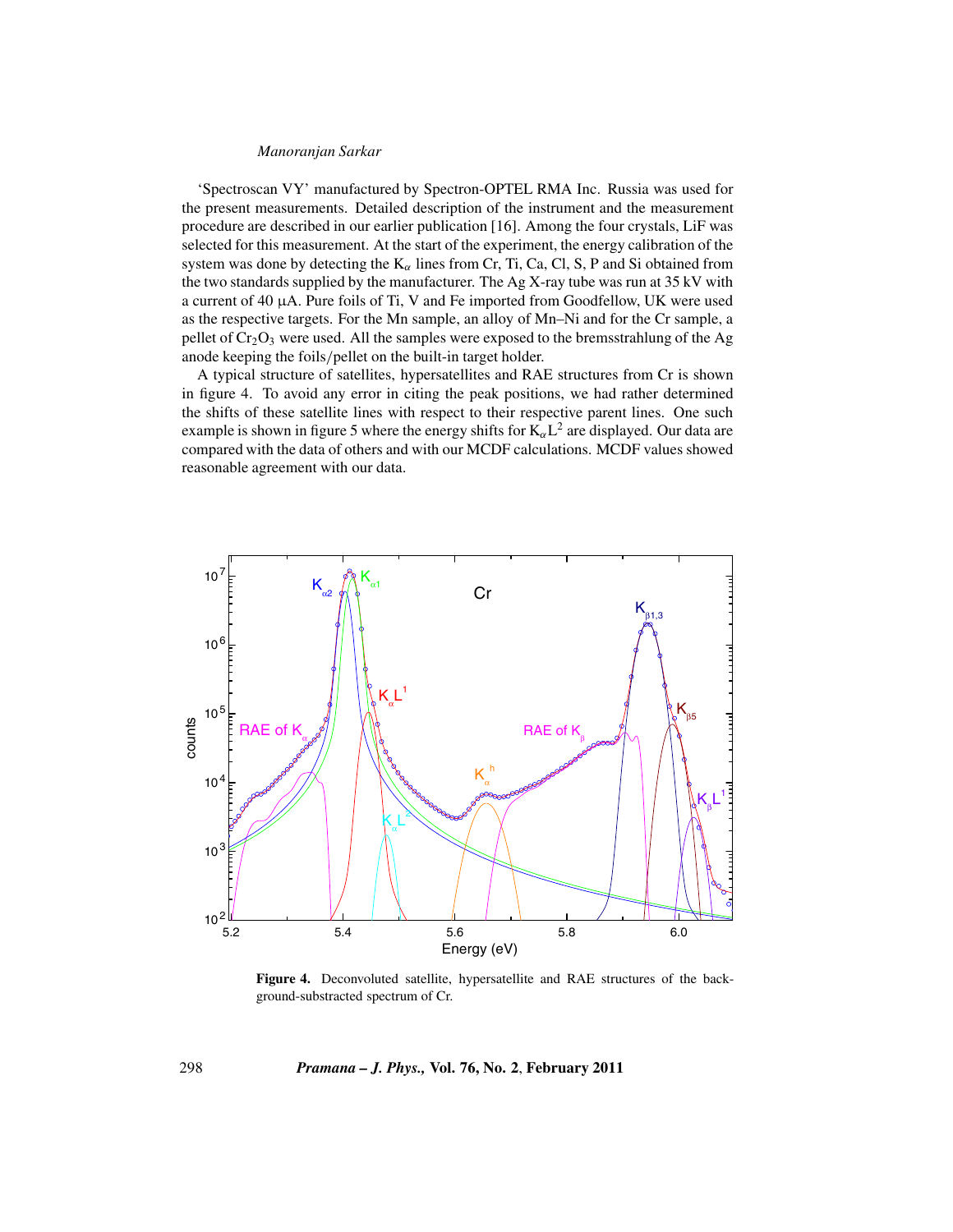'Spectroscan VY' manufactured by Spectron-OPTEL RMA Inc. Russia was used for the present measurements. Detailed description of the instrument and the measurement procedure are described in our earlier publication [16]. Among the four crystals, LiF was selected for this measurement. At the start of the experiment, the energy calibration of the system was done by detecting the $K_\alpha$ lines from Cr, Ti, Ca, Cl, S, P and Si obtained from the two standards supplied by the manufacturer. The Ag X-ray tube was run at 35 kV with a current of 40 μA. Pure foils of Ti, V and Fe imported from Goodfellow, UK were used as the respective targets. For the Mn sample, an alloy of Mn–Ni and for the Cr sample, a pellet of $Cr_2O_3$ were used. All the samples were exposed to the bremsstrahlung of the Ag anode keeping the foils/pellet on the built-in target holder.

A typical structure of satellites, hypersatellites and RAE structures from Cr is shown in figure 4. To avoid any error in citing the peak positions, we had rather determined the shifts of these satellite lines with respect to their respective parent lines. One such example is shown in figure 5 where the energy shifts for $K_\alpha L^2$ are displayed. Our data are compared with the data of others and with our MCDF calculations. MCDF values showed reasonable agreement with our data.

**Figure 4.** Deconvoluted satellite, hypersatellite and RAE structures of the background-substracted spectrum of Cr.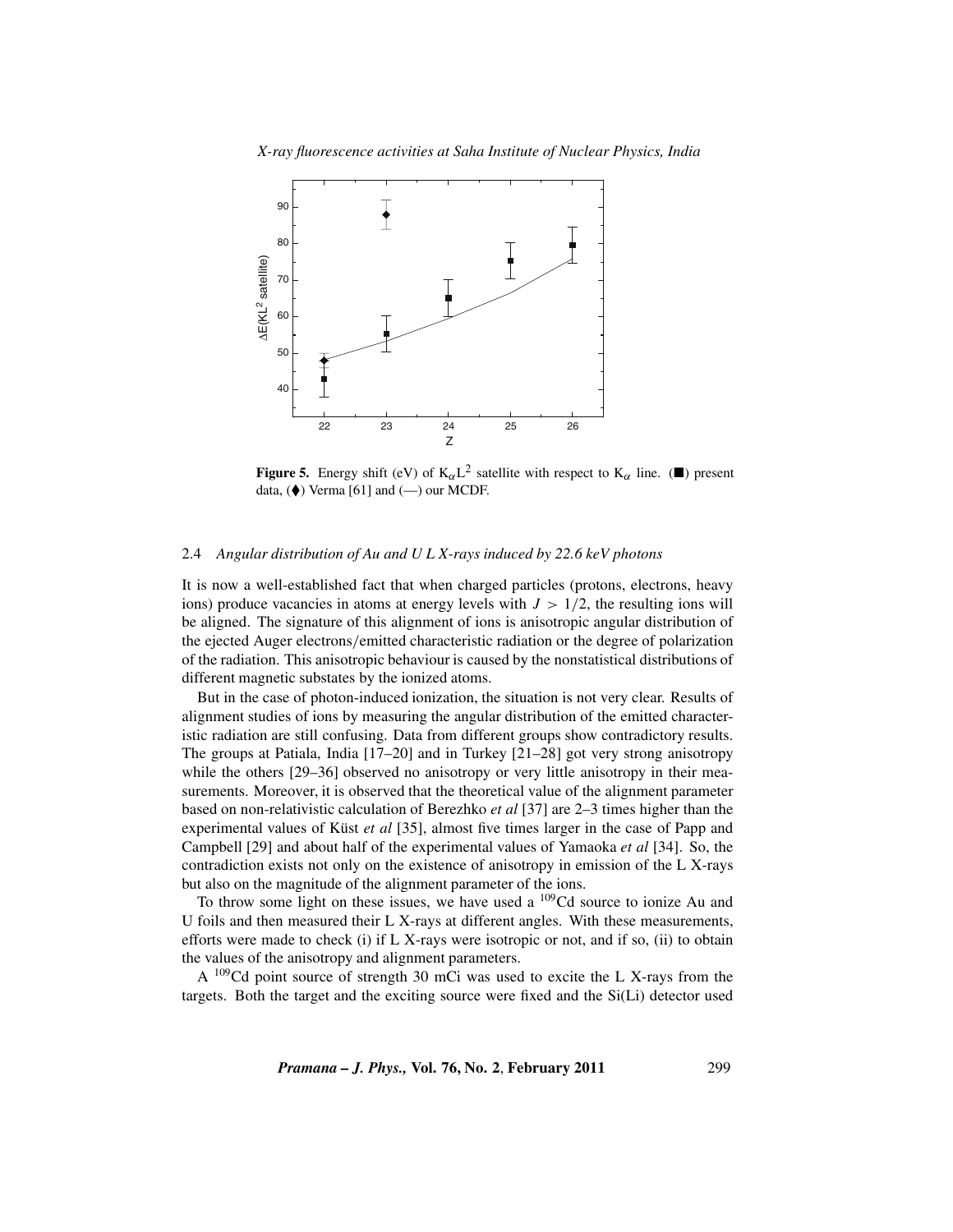**Figure 5.** Energy shift (eV) of $K_\alpha L^2$ satellite with respect to $K_\alpha$ line. (■) present data, (♦) Verma [61] and (—) our MCDF.

### 2.4 *Angular distribution of Au and U L X-rays induced by 22.6 keV photons*

It is now a well-established fact that when charged particles (protons, electrons, heavy ions) produce vacancies in atoms at energy levels with $J > 1/2$, the resulting ions will be aligned. The signature of this alignment of ions is anisotropic angular distribution of the ejected Auger electrons/emitted characteristic radiation or the degree of polarization of the radiation. This anisotropic behaviour is caused by the nonstatistical distributions of different magnetic substates by the ionized atoms.

But in the case of photon-induced ionization, the situation is not very clear. Results of alignment studies of ions by measuring the angular distribution of the emitted characteristic radiation are still confusing. Data from different groups show contradictory results. The groups at Patiala, India [17–20] and in Turkey [21–28] got very strong anisotropy while the others [29–36] observed no anisotropy or very little anisotropy in their measurements. Moreover, it is observed that the theoretical value of the alignment parameter based on non-relativistic calculation of Berezhko *et al* [37] are 2–3 times higher than the experimental values of Küst *et al* [35], almost five times larger in the case of Papp and Campbell [29] and about half of the experimental values of Yamaoka *et al* [34]. So, the contradiction exists not only on the existence of anisotropy in emission of the L X-rays but also on the magnitude of the alignment parameter of the ions.

To throw some light on these issues, we have used a $^{109}$Cd source to ionize Au and U foils and then measured their L X-rays at different angles. With these measurements, efforts were made to check (i) if L X-rays were isotropic or not, and if so, (ii) to obtain the values of the anisotropy and alignment parameters.

A $^{109}$Cd point source of strength 30 mCi was used to excite the L X-rays from the targets. Both the target and the exciting source were fixed and the Si(Li) detector used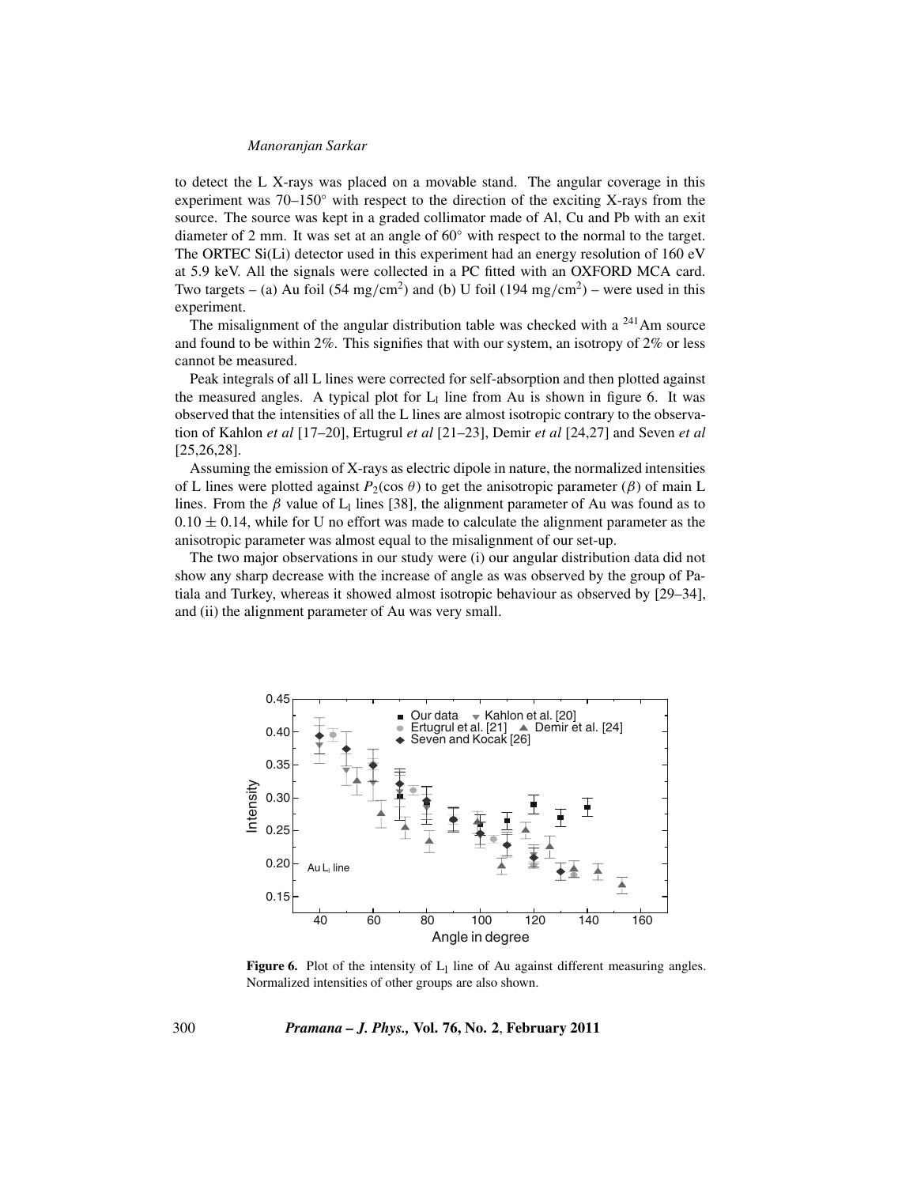to detect the L X-rays was placed on a movable stand. The angular coverage in this experiment was 70–150° with respect to the direction of the exciting X-rays from the source. The source was kept in a graded collimator made of Al, Cu and Pb with an exit diameter of 2 mm. It was set at an angle of 60° with respect to the normal to the target. The ORTEC Si(Li) detector used in this experiment had an energy resolution of 160 eV at 5.9 keV. All the signals were collected in a PC fitted with an OXFORD MCA card. Two targets – (a) Au foil (54 mg/cm$^2$) and (b) U foil (194 mg/cm$^2$) – were used in this experiment.

The misalignment of the angular distribution table was checked with a $^{241}$Am source and found to be within 2%. This signifies that with our system, an isotropy of 2% or less cannot be measured.

Peak integrals of all L lines were corrected for self-absorption and then plotted against the measured angles. A typical plot for $L_l$ line from Au is shown in figure 6. It was observed that the intensities of all the L lines are almost isotropic contrary to the observation of Kahlon *et al* [17–20], Ertugrul *et al* [21–23], Demir *et al* [24,27] and Seven *et al* [25,26,28].

Assuming the emission of X-rays as electric dipole in nature, the normalized intensities of L lines were plotted against $P_2(\cos\theta)$ to get the anisotropic parameter ($\beta$) of main L lines. From the $\beta$ value of $L_l$ lines [38], the alignment parameter of Au was found as to $0.10 \pm 0.14$, while for U no effort was made to calculate the alignment parameter as the anisotropic parameter was almost equal to the misalignment of our set-up.

The two major observations in our study were (i) our angular distribution data did not show any sharp decrease with the increase of angle as was observed by the group of Patiala and Turkey, whereas it showed almost isotropic behaviour as observed by [29–34], and (ii) the alignment parameter of Au was very small.

**Figure 6.** Plot of the intensity of $L_l$ line of Au against different measuring angles. Normalized intensities of other groups are also shown.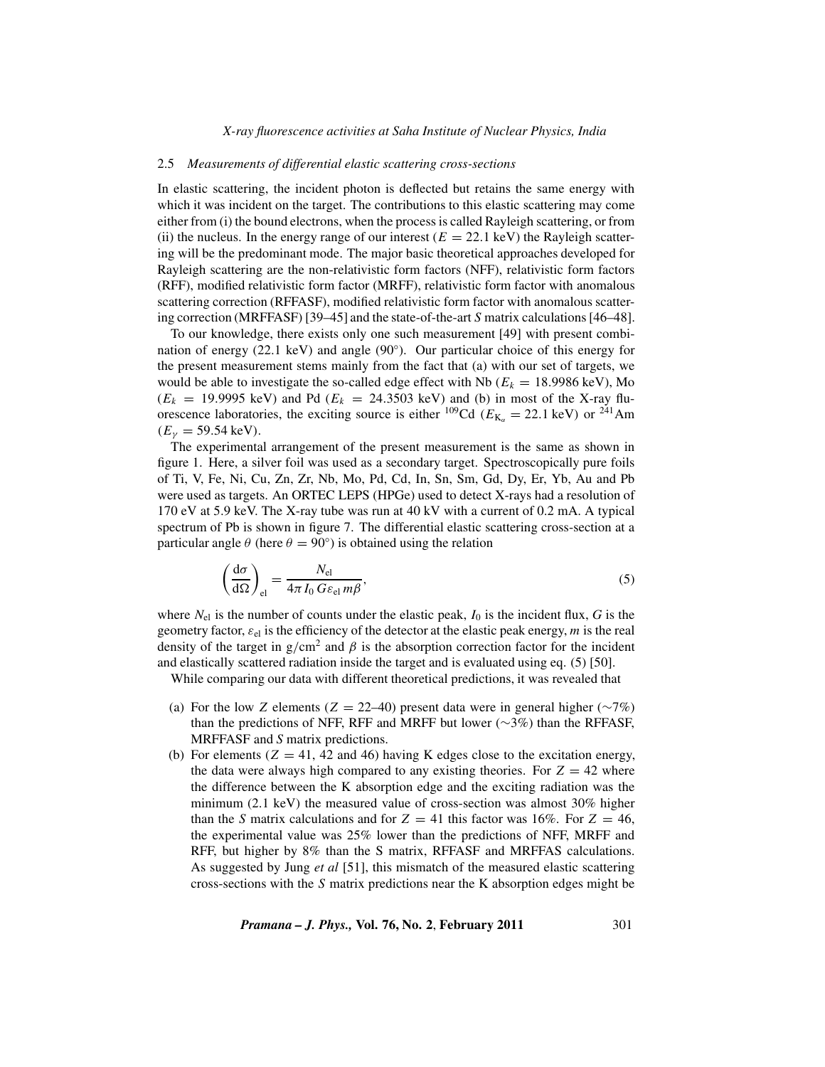### 2.5 *Measurements of differential elastic scattering cross-sections*

In elastic scattering, the incident photon is deflected but retains the same energy with which it was incident on the target. The contributions to this elastic scattering may come either from (i) the bound electrons, when the process is called Rayleigh scattering, or from (ii) the nucleus. In the energy range of our interest ($E = 22.1$ keV) the Rayleigh scattering will be the predominant mode. The major basic theoretical approaches developed for Rayleigh scattering are the non-relativistic form factors (NFF), relativistic form factors (RFF), modified relativistic form factor (MRFF), relativistic form factor with anomalous scattering correction (RFFASF), modified relativistic form factor with anomalous scattering correction (MRFFASF) [39–45] and the state-of-the-art *S* matrix calculations [46–48].

To our knowledge, there exists only one such measurement [49] with present combination of energy (22.1 keV) and angle (90°). Our particular choice of this energy for the present measurement stems mainly from the fact that (a) with our set of targets, we would be able to investigate the so-called edge effect with Nb ($E_k = 18.9986$ keV), Mo ($E_k = 19.9995$ keV) and Pd ($E_k = 24.3503$ keV) and (b) in most of the X-ray fluorescence laboratories, the exciting source is either $^{109}$Cd ($E_{K_\alpha} = 22.1$ keV) or $^{241}$Am ($E_\gamma = 59.54$ keV).

The experimental arrangement of the present measurement is the same as shown in figure 1. Here, a silver foil was used as a secondary target. Spectroscopically pure foils of Ti, V, Fe, Ni, Cu, Zn, Zr, Nb, Mo, Pd, Cd, In, Sn, Sm, Gd, Dy, Er, Yb, Au and Pb were used as targets. An ORTEC LEPS (HPGe) used to detect X-rays had a resolution of 170 eV at 5.9 keV. The X-ray tube was run at 40 kV with a current of 0.2 mA. A typical spectrum of Pb is shown in figure 7. The differential elastic scattering cross-section at a particular angle $\theta$ (here $\theta = 90°$) is obtained using the relation

$$\left(\frac{\mathrm{d}\sigma}{\mathrm{d}\Omega}\right)_{\mathrm{el}} = \frac{N_{\mathrm{el}}}{4\pi I_0 G \varepsilon_{\mathrm{el}} m\beta}, \tag{5}$$

where $N_{\mathrm{el}}$ is the number of counts under the elastic peak, $I_0$ is the incident flux, $G$ is the geometry factor, $\varepsilon_{\mathrm{el}}$ is the efficiency of the detector at the elastic peak energy, $m$ is the real density of the target in g/cm$^2$ and $\beta$ is the absorption correction factor for the incident and elastically scattered radiation inside the target and is evaluated using eq. (5) [50].

While comparing our data with different theoretical predictions, it was revealed that

(a) For the low $Z$ elements ($Z = 22$–$40$) present data were in general higher (∼7%) than the predictions of NFF, RFF and MRFF but lower (∼3%) than the RFFASF, MRFFASF and *S* matrix predictions.

(b) For elements ($Z = 41$, 42 and 46) having K edges close to the excitation energy, the data were always high compared to any existing theories. For $Z = 42$ where the difference between the K absorption edge and the exciting radiation was the minimum (2.1 keV) the measured value of cross-section was almost 30% higher than the *S* matrix calculations and for $Z = 41$ this factor was 16%. For $Z = 46$, the experimental value was 25% lower than the predictions of NFF, MRFF and RFF, but higher by 8% than the S matrix, RFFASF and MRFFAS calculations. As suggested by Jung *et al* [51], this mismatch of the measured elastic scattering cross-sections with the *S* matrix predictions near the K absorption edges might be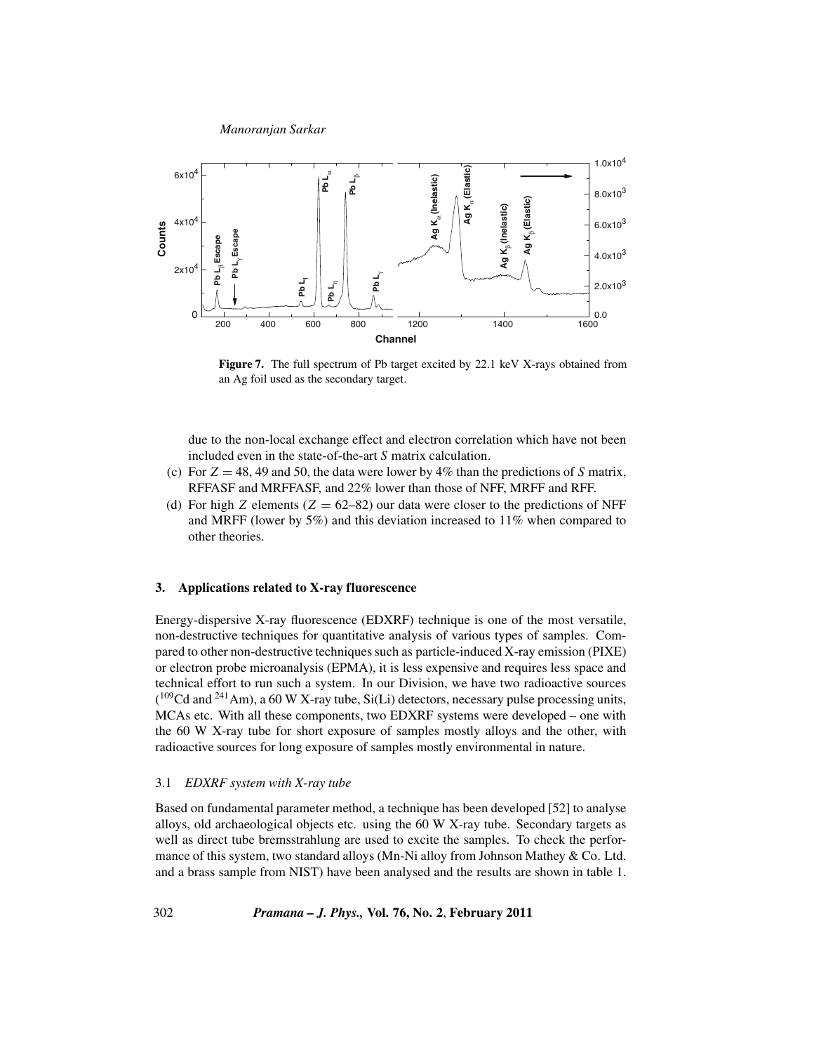**Figure 7.** The full spectrum of Pb target excited by 22.1 keV X-rays obtained from an Ag foil used as the secondary target.

due to the non-local exchange effect and electron correlation which have not been included even in the state-of-the-art *S* matrix calculation.

(c) For $Z = 48$, 49 and 50, the data were lower by 4% than the predictions of *S* matrix, RFFASF and MRFFASF, and 22% lower than those of NFF, MRFF and RFF.

(d) For high *Z* elements ($Z = 62$–82) our data were closer to the predictions of NFF and MRFF (lower by 5%) and this deviation increased to 11% when compared to other theories.

## 3. Applications related to X-ray fluorescence

Energy-dispersive X-ray fluorescence (EDXRF) technique is one of the most versatile, non-destructive techniques for quantitative analysis of various types of samples. Compared to other non-destructive techniques such as particle-induced X-ray emission (PIXE) or electron probe microanalysis (EPMA), it is less expensive and requires less space and technical effort to run such a system. In our Division, we have two radioactive sources ($^{109}$Cd and $^{241}$Am), a 60 W X-ray tube, Si(Li) detectors, necessary pulse processing units, MCAs etc. With all these components, two EDXRF systems were developed – one with the 60 W X-ray tube for short exposure of samples mostly alloys and the other, with radioactive sources for long exposure of samples mostly environmental in nature.

### 3.1 *EDXRF system with X-ray tube*

Based on fundamental parameter method, a technique has been developed [52] to analyse alloys, old archaeological objects etc. using the 60 W X-ray tube. Secondary targets as well as direct tube bremsstrahlung are used to excite the samples. To check the performance of this system, two standard alloys (Mn-Ni alloy from Johnson Mathey & Co. Ltd. and a brass sample from NIST) have been analysed and the results are shown in table 1.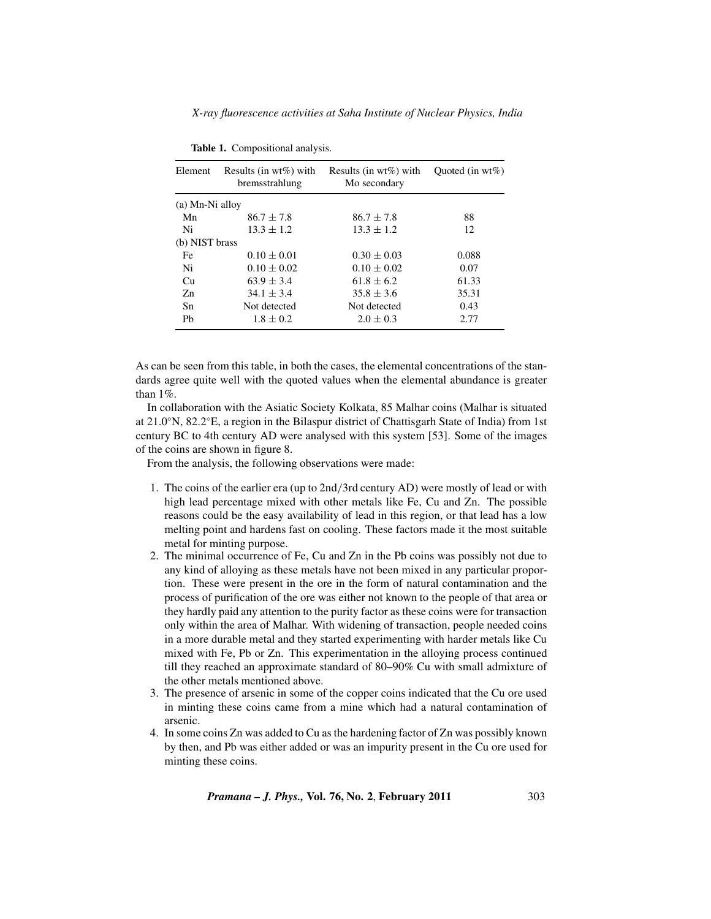**Table 1.** Compositional analysis.

| Element | Results (in wt%) with bremsstrahlung | Results (in wt%) with Mo secondary | Quoted (in wt%) |
|---|---|---|---|
| (a) Mn-Ni alloy | | | |
| Mn | $86.7 \pm 7.8$ | $86.7 \pm 7.8$ | 88 |
| Ni | $13.3 \pm 1.2$ | $13.3 \pm 1.2$ | 12 |
| (b) NIST brass | | | |
| Fe | $0.10 \pm 0.01$ | $0.30 \pm 0.03$ | 0.088 |
| Ni | $0.10 \pm 0.02$ | $0.10 \pm 0.02$ | 0.07 |
| Cu | $63.9 \pm 3.4$ | $61.8 \pm 6.2$ | 61.33 |
| Zn | $34.1 \pm 3.4$ | $35.8 \pm 3.6$ | 35.31 |
| Sn | Not detected | Not detected | 0.43 |
| Pb | $1.8 \pm 0.2$ | $2.0 \pm 0.3$ | 2.77 |

As can be seen from this table, in both the cases, the elemental concentrations of the standards agree quite well with the quoted values when the elemental abundance is greater than 1%.

In collaboration with the Asiatic Society Kolkata, 85 Malhar coins (Malhar is situated at 21.0°N, 82.2°E, a region in the Bilaspur district of Chattisgarh State of India) from 1st century BC to 4th century AD were analysed with this system [53]. Some of the images of the coins are shown in figure 8.

From the analysis, the following observations were made:

1. The coins of the earlier era (up to 2nd/3rd century AD) were mostly of lead or with high lead percentage mixed with other metals like Fe, Cu and Zn. The possible reasons could be the easy availability of lead in this region, or that lead has a low melting point and hardens fast on cooling. These factors made it the most suitable metal for minting purpose.
2. The minimal occurrence of Fe, Cu and Zn in the Pb coins was possibly not due to any kind of alloying as these metals have not been mixed in any particular proportion. These were present in the ore in the form of natural contamination and the process of purification of the ore was either not known to the people of that area or they hardly paid any attention to the purity factor as these coins were for transaction only within the area of Malhar. With widening of transaction, people needed coins in a more durable metal and they started experimenting with harder metals like Cu mixed with Fe, Pb or Zn. This experimentation in the alloying process continued till they reached an approximate standard of 80–90% Cu with small admixture of the other metals mentioned above.
3. The presence of arsenic in some of the copper coins indicated that the Cu ore used in minting these coins came from a mine which had a natural contamination of arsenic.
4. In some coins Zn was added to Cu as the hardening factor of Zn was possibly known by then, and Pb was either added or was an impurity present in the Cu ore used for minting these coins.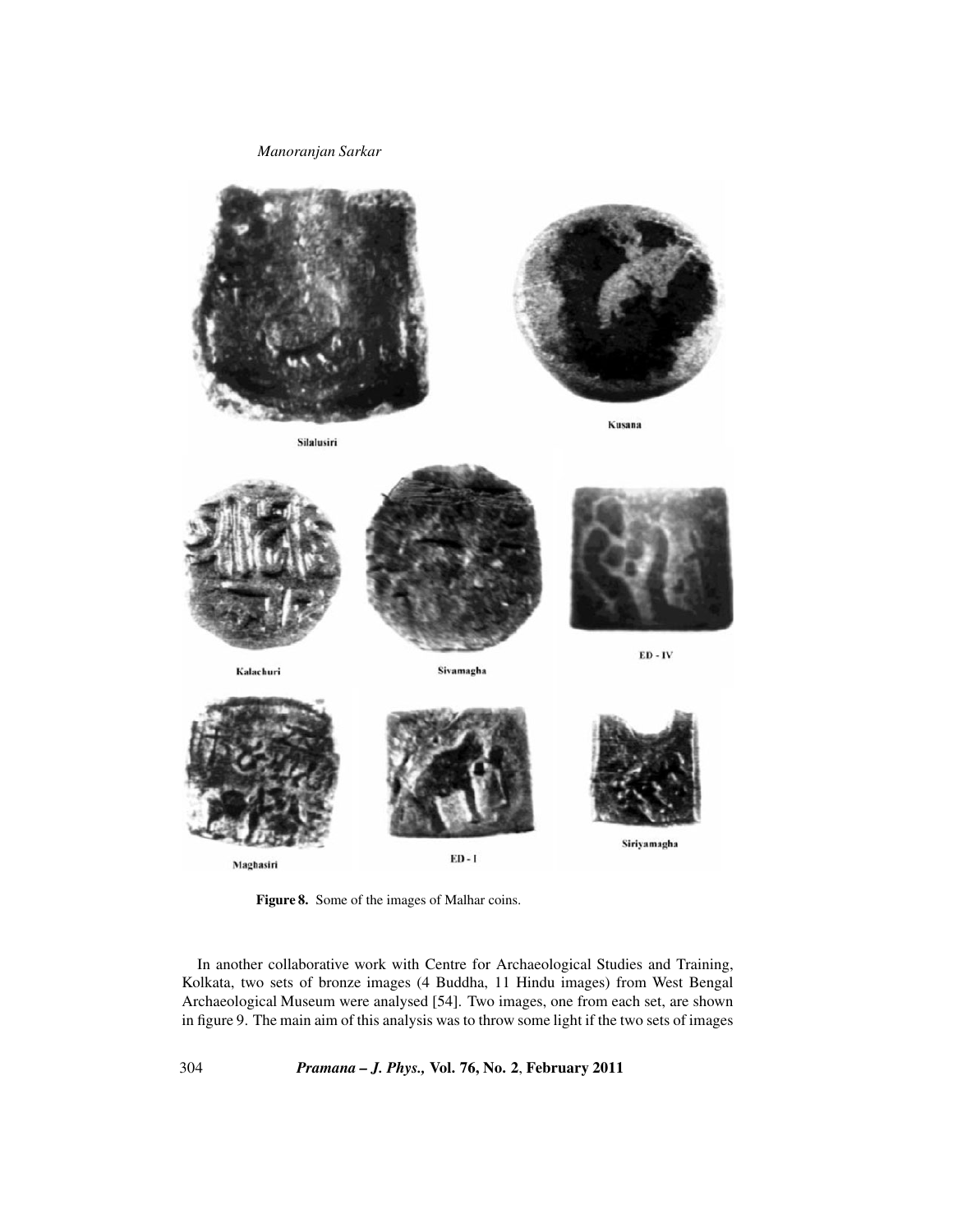Figure 8. Some of the images of Malhar coins.

In another collaborative work with Centre for Archaeological Studies and Training, Kolkata, two sets of bronze images (4 Buddha, 11 Hindu images) from West Bengal Archaeological Museum were analysed [54]. Two images, one from each set, are shown in figure 9. The main aim of this analysis was to throw some light if the two sets of images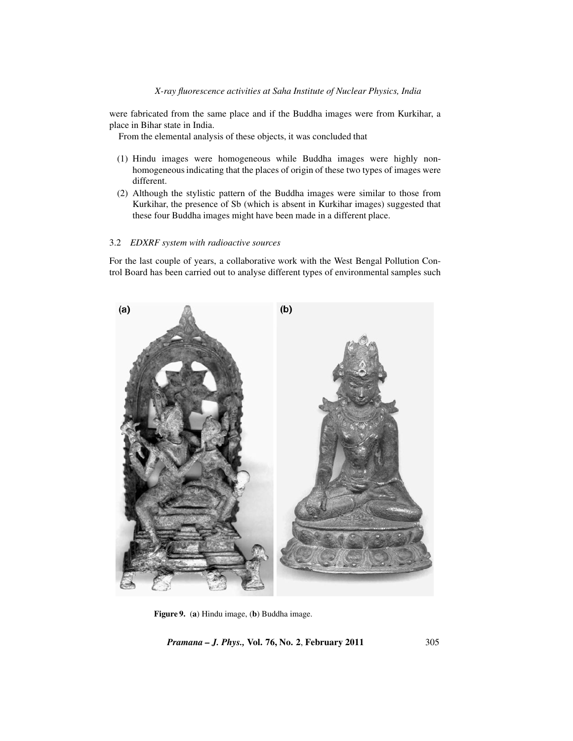were fabricated from the same place and if the Buddha images were from Kurkihar, a place in Bihar state in India.

From the elemental analysis of these objects, it was concluded that

(1) Hindu images were homogeneous while Buddha images were highly non-homogeneous indicating that the places of origin of these two types of images were different.
(2) Although the stylistic pattern of the Buddha images were similar to those from Kurkihar, the presence of Sb (which is absent in Kurkihar images) suggested that these four Buddha images might have been made in a different place.

### 3.2 *EDXRF system with radioactive sources*

For the last couple of years, a collaborative work with the West Bengal Pollution Control Board has been carried out to analyse different types of environmental samples such

**Figure 9.** (**a**) Hindu image, (**b**) Buddha image.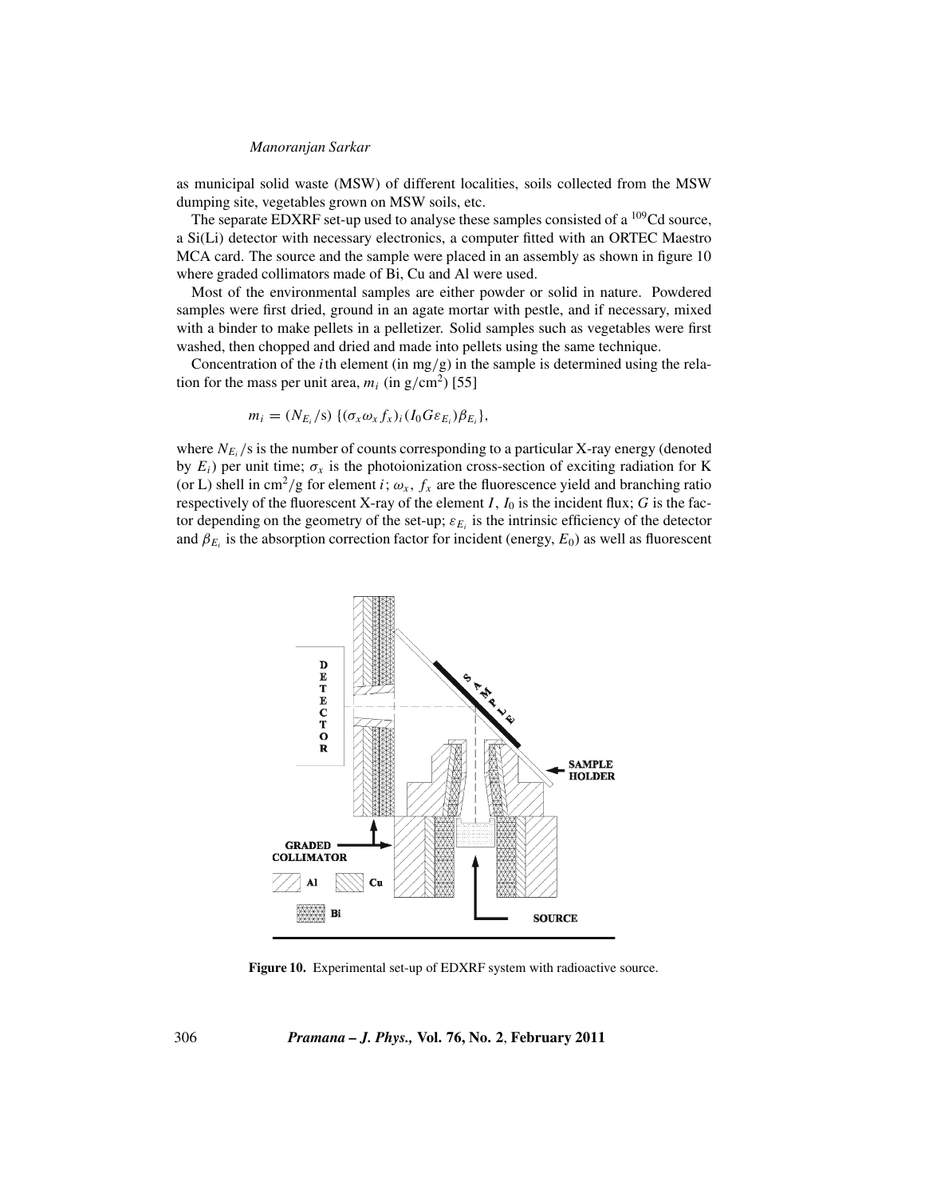as municipal solid waste (MSW) of different localities, soils collected from the MSW dumping site, vegetables grown on MSW soils, etc.

The separate EDXRF set-up used to analyse these samples consisted of a $^{109}$Cd source, a Si(Li) detector with necessary electronics, a computer fitted with an ORTEC Maestro MCA card. The source and the sample were placed in an assembly as shown in figure 10 where graded collimators made of Bi, Cu and Al were used.

Most of the environmental samples are either powder or solid in nature. Powdered samples were first dried, ground in an agate mortar with pestle, and if necessary, mixed with a binder to make pellets in a pelletizer. Solid samples such as vegetables were first washed, then chopped and dried and made into pellets using the same technique.

Concentration of the $i$th element (in mg/g) in the sample is determined using the relation for the mass per unit area, $m_i$ (in g/cm$^2$) [55]

$$m_i = (N_{E_i}/\mathrm{s})\,\{(\sigma_x \omega_x f_x)_i (I_0 G \varepsilon_{E_i}) \beta_{E_i}\},$$

where $N_{E_i}/\mathrm{s}$ is the number of counts corresponding to a particular X-ray energy (denoted by $E_i$) per unit time; $\sigma_x$ is the photoionization cross-section of exciting radiation for K (or L) shell in cm$^2$/g for element $i$; $\omega_x$, $f_x$ are the fluorescence yield and branching ratio respectively of the fluorescent X-ray of the element $I$, $I_0$ is the incident flux; $G$ is the factor depending on the geometry of the set-up; $\varepsilon_{E_i}$ is the intrinsic efficiency of the detector and $\beta_{E_i}$ is the absorption correction factor for incident (energy, $E_0$) as well as fluorescent

**Figure 10.** Experimental set-up of EDXRF system with radioactive source.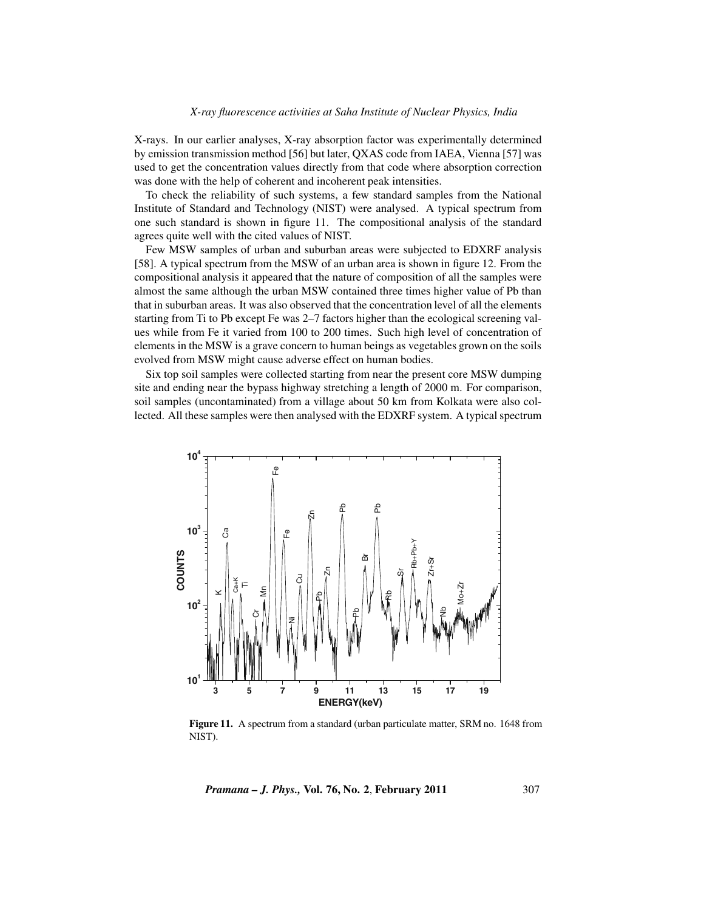X-rays. In our earlier analyses, X-ray absorption factor was experimentally determined by emission transmission method [56] but later, QXAS code from IAEA, Vienna [57] was used to get the concentration values directly from that code where absorption correction was done with the help of coherent and incoherent peak intensities.

To check the reliability of such systems, a few standard samples from the National Institute of Standard and Technology (NIST) were analysed. A typical spectrum from one such standard is shown in figure 11. The compositional analysis of the standard agrees quite well with the cited values of NIST.

Few MSW samples of urban and suburban areas were subjected to EDXRF analysis [58]. A typical spectrum from the MSW of an urban area is shown in figure 12. From the compositional analysis it appeared that the nature of composition of all the samples were almost the same although the urban MSW contained three times higher value of Pb than that in suburban areas. It was also observed that the concentration level of all the elements starting from Ti to Pb except Fe was 2–7 factors higher than the ecological screening values while from Fe it varied from 100 to 200 times. Such high level of concentration of elements in the MSW is a grave concern to human beings as vegetables grown on the soils evolved from MSW might cause adverse effect on human bodies.

Six top soil samples were collected starting from near the present core MSW dumping site and ending near the bypass highway stretching a length of 2000 m. For comparison, soil samples (uncontaminated) from a village about 50 km from Kolkata were also collected. All these samples were then analysed with the EDXRF system. A typical spectrum

**Figure 11.** A spectrum from a standard (urban particulate matter, SRM no. 1648 from NIST).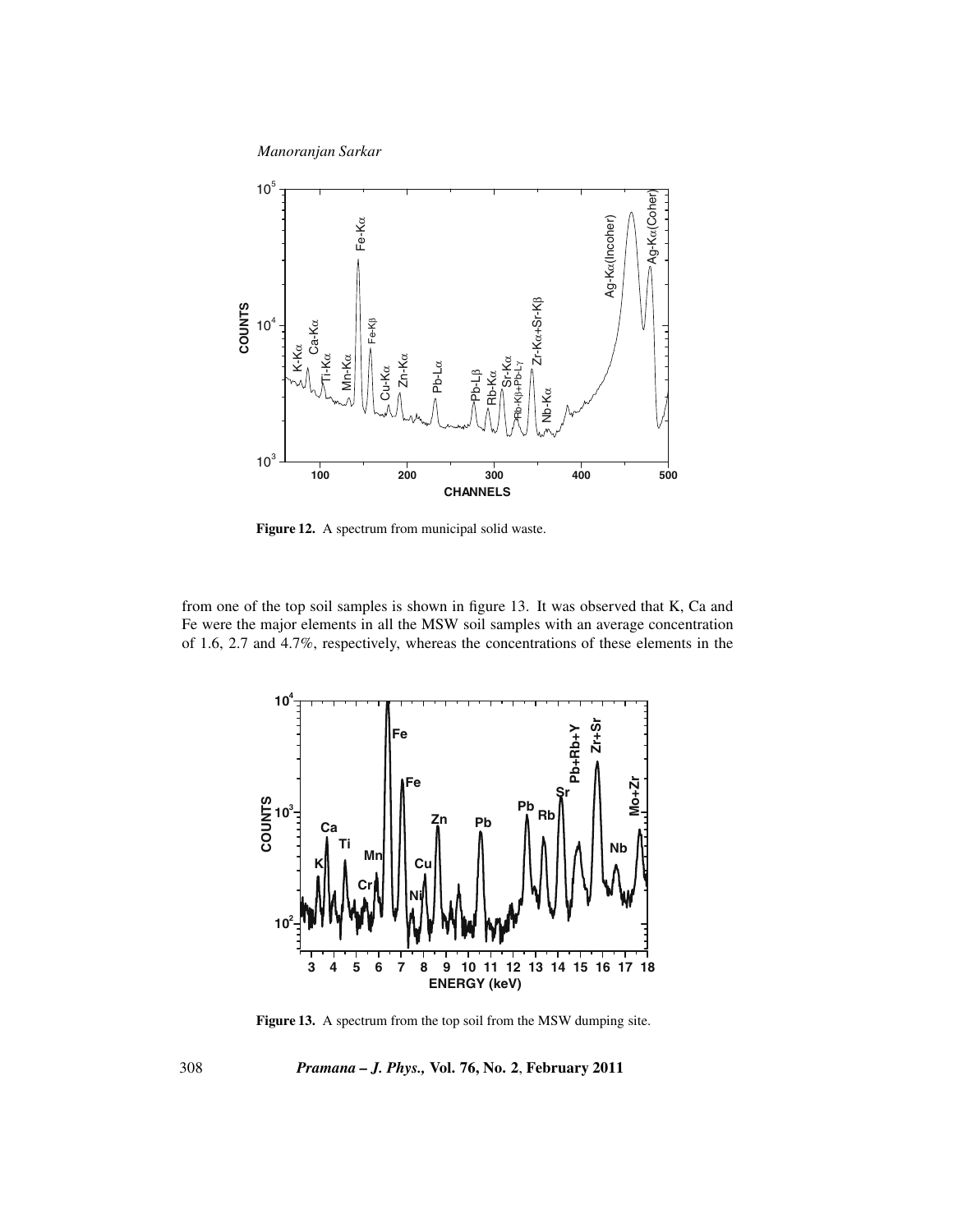Figure 12. A spectrum from municipal solid waste.

from one of the top soil samples is shown in figure 13. It was observed that K, Ca and Fe were the major elements in all the MSW soil samples with an average concentration of 1.6, 2.7 and 4.7%, respectively, whereas the concentrations of these elements in the

Figure 13. A spectrum from the top soil from the MSW dumping site.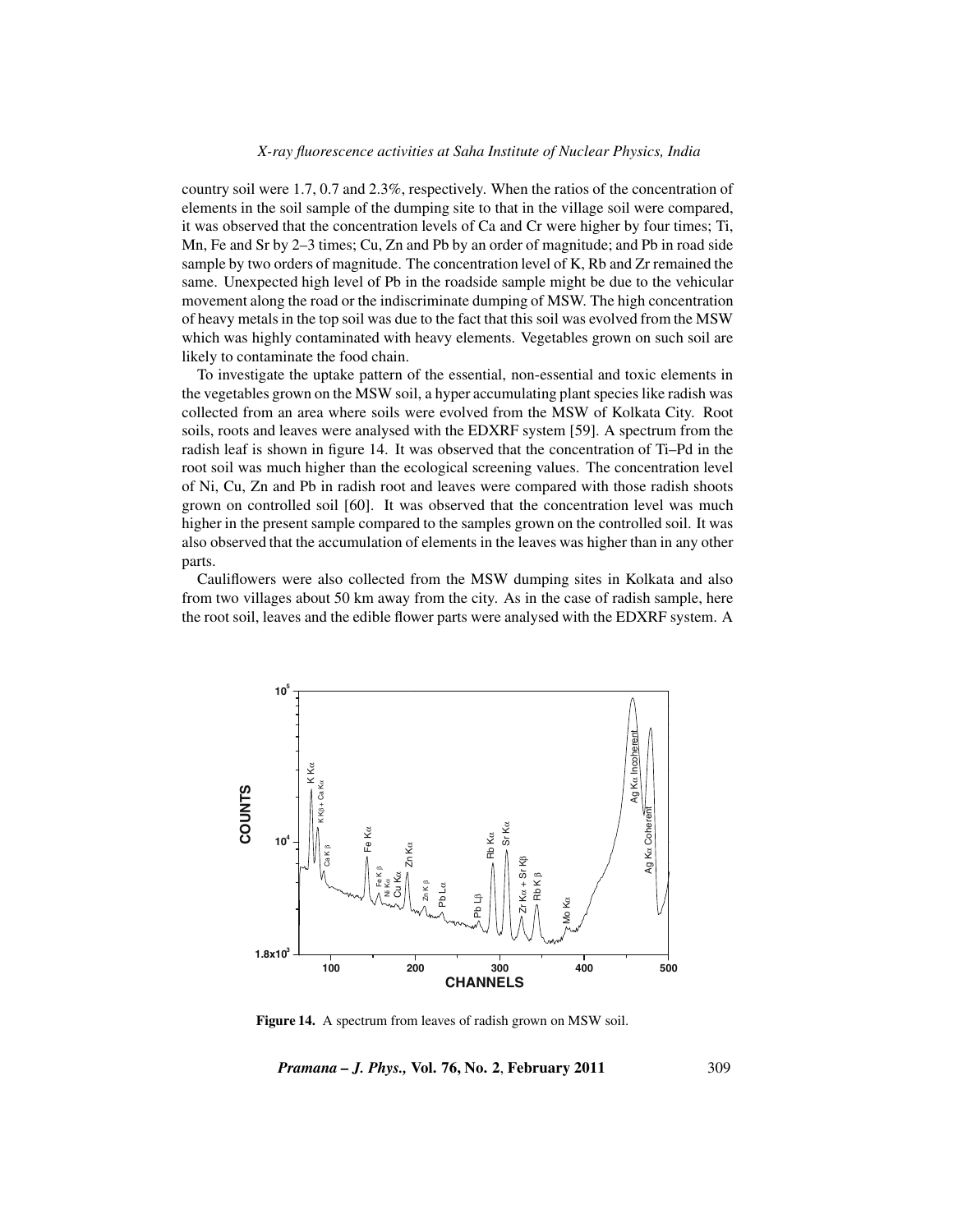country soil were 1.7, 0.7 and 2.3%, respectively. When the ratios of the concentration of elements in the soil sample of the dumping site to that in the village soil were compared, it was observed that the concentration levels of Ca and Cr were higher by four times; Ti, Mn, Fe and Sr by 2–3 times; Cu, Zn and Pb by an order of magnitude; and Pb in road side sample by two orders of magnitude. The concentration level of K, Rb and Zr remained the same. Unexpected high level of Pb in the roadside sample might be due to the vehicular movement along the road or the indiscriminate dumping of MSW. The high concentration of heavy metals in the top soil was due to the fact that this soil was evolved from the MSW which was highly contaminated with heavy elements. Vegetables grown on such soil are likely to contaminate the food chain.

To investigate the uptake pattern of the essential, non-essential and toxic elements in the vegetables grown on the MSW soil, a hyper accumulating plant species like radish was collected from an area where soils were evolved from the MSW of Kolkata City. Root soils, roots and leaves were analysed with the EDXRF system [59]. A spectrum from the radish leaf is shown in figure 14. It was observed that the concentration of Ti–Pd in the root soil was much higher than the ecological screening values. The concentration level of Ni, Cu, Zn and Pb in radish root and leaves were compared with those radish shoots grown on controlled soil [60]. It was observed that the concentration level was much higher in the present sample compared to the samples grown on the controlled soil. It was also observed that the accumulation of elements in the leaves was higher than in any other parts.

Cauliflowers were also collected from the MSW dumping sites in Kolkata and also from two villages about 50 km away from the city. As in the case of radish sample, here the root soil, leaves and the edible flower parts were analysed with the EDXRF system. A

**Figure 14.** A spectrum from leaves of radish grown on MSW soil.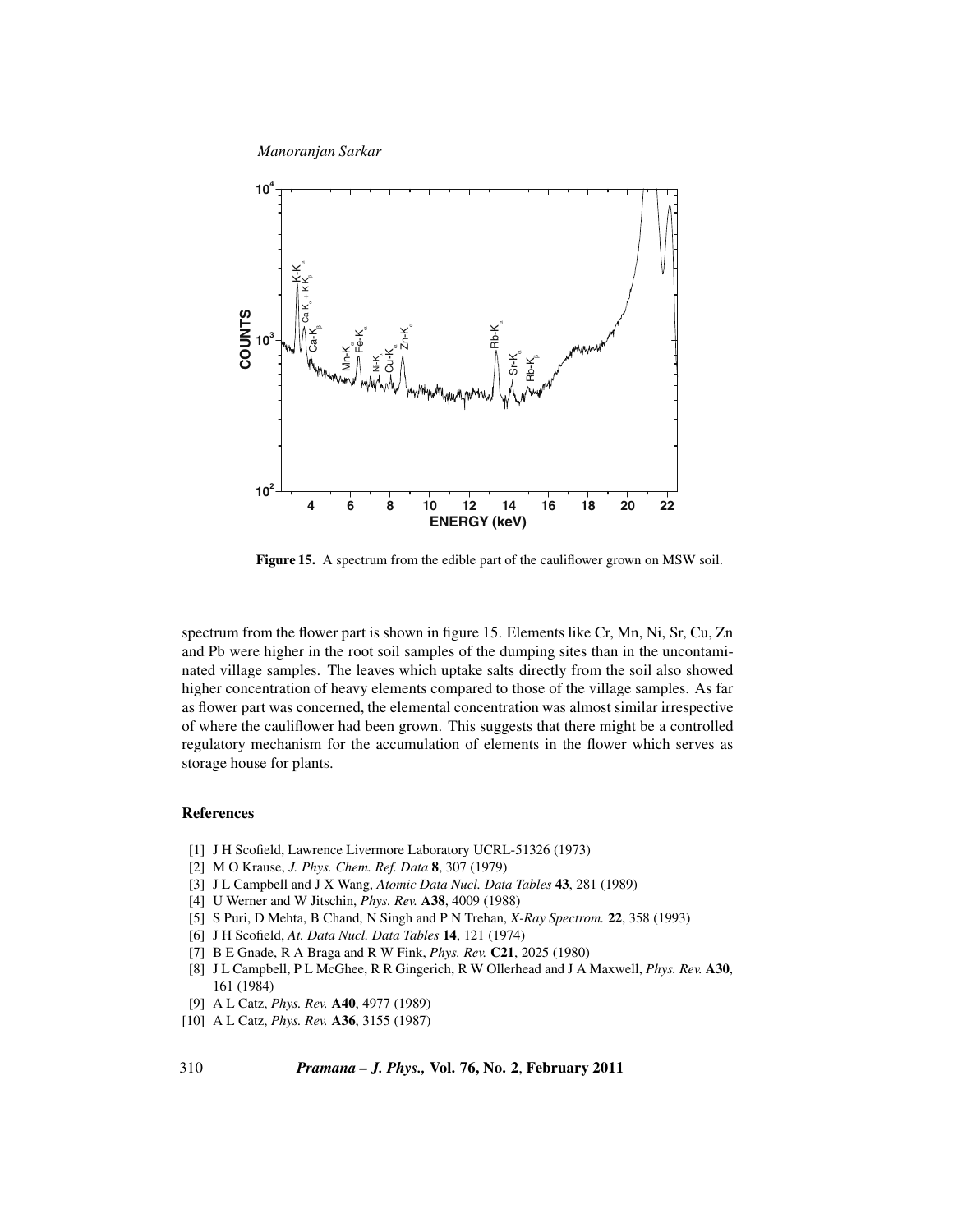Figure 15. A spectrum from the edible part of the cauliflower grown on MSW soil.

spectrum from the flower part is shown in figure 15. Elements like Cr, Mn, Ni, Sr, Cu, Zn and Pb were higher in the root soil samples of the dumping sites than in the uncontaminated village samples. The leaves which uptake salts directly from the soil also showed higher concentration of heavy elements compared to those of the village samples. As far as flower part was concerned, the elemental concentration was almost similar irrespective of where the cauliflower had been grown. This suggests that there might be a controlled regulatory mechanism for the accumulation of elements in the flower which serves as storage house for plants.

## References

[1] J H Scofield, Lawrence Livermore Laboratory UCRL-51326 (1973)

[2] M O Krause, *J. Phys. Chem. Ref. Data* **8**, 307 (1979)

[3] J L Campbell and J X Wang, *Atomic Data Nucl. Data Tables* **43**, 281 (1989)

[4] U Werner and W Jitschin, *Phys. Rev.* **A38**, 4009 (1988)

[5] S Puri, D Mehta, B Chand, N Singh and P N Trehan, *X-Ray Spectrom.* **22**, 358 (1993)

[6] J H Scofield, *At. Data Nucl. Data Tables* **14**, 121 (1974)

[7] B E Gnade, R A Braga and R W Fink, *Phys. Rev.* **C21**, 2025 (1980)

[8] J L Campbell, P L McGhee, R R Gingerich, R W Ollerhead and J A Maxwell, *Phys. Rev.* **A30**, 161 (1984)

[9] A L Catz, *Phys. Rev.* **A40**, 4977 (1989)

[10] A L Catz, *Phys. Rev.* **A36**, 3155 (1987)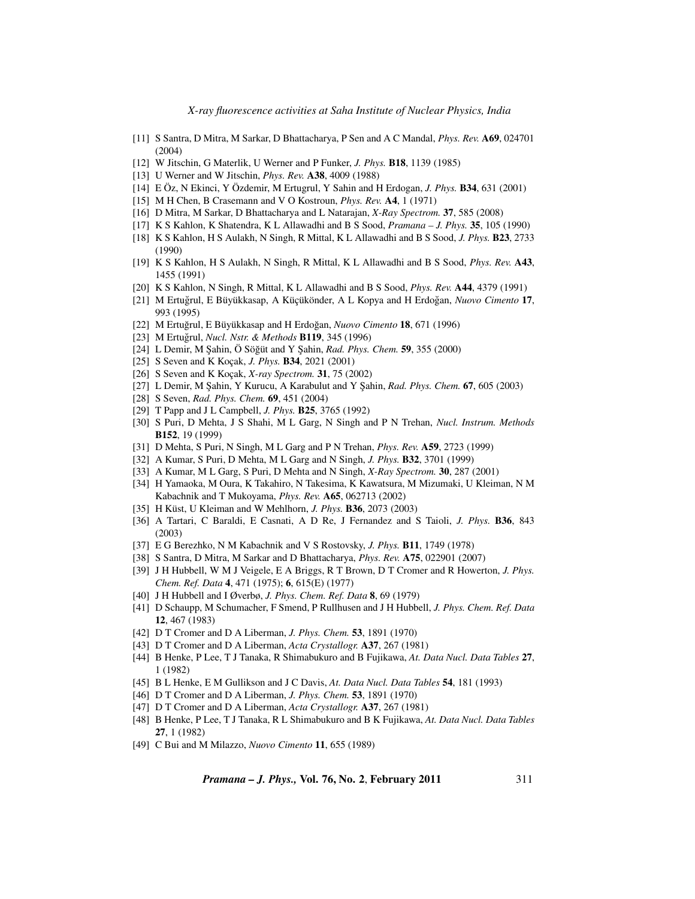[11] S Santra, D Mitra, M Sarkar, D Bhattacharya, P Sen and A C Mandal, *Phys. Rev.* **A69**, 024701 (2004)

[12] W Jitschin, G Materlik, U Werner and P Funker, *J. Phys.* **B18**, 1139 (1985)

[13] U Werner and W Jitschin, *Phys. Rev.* **A38**, 4009 (1988)

[14] E Öz, N Ekinci, Y Özdemir, M Ertugrul, Y Sahin and H Erdogan, *J. Phys.* **B34**, 631 (2001)

[15] M H Chen, B Crasemann and V O Kostroun, *Phys. Rev.* **A4**, 1 (1971)

[16] D Mitra, M Sarkar, D Bhattacharya and L Natarajan, *X-Ray Spectrom.* **37**, 585 (2008)

[17] K S Kahlon, K Shatendra, K L Allawadhi and B S Sood, *Pramana – J. Phys.* **35**, 105 (1990)

[18] K S Kahlon, H S Aulakh, N Singh, R Mittal, K L Allawadhi and B S Sood, *J. Phys.* **B23**, 2733 (1990)

[19] K S Kahlon, H S Aulakh, N Singh, R Mittal, K L Allawadhi and B S Sood, *Phys. Rev.* **A43**, 1455 (1991)

[20] K S Kahlon, N Singh, R Mittal, K L Allawadhi and B S Sood, *Phys. Rev.* **A44**, 4379 (1991)

[21] M Ertuğrul, E Büyükkasap, A Küçükönder, A L Kopya and H Erdoğan, *Nuovo Cimento* **17**, 993 (1995)

[22] M Ertuğrul, E Büyükkasap and H Erdoğan, *Nuovo Cimento* **18**, 671 (1996)

[23] M Ertuğrul, *Nucl. Nstr. & Methods* **B119**, 345 (1996)

[24] L Demir, M Şahin, Ö Söğüt and Y Şahin, *Rad. Phys. Chem.* **59**, 355 (2000)

[25] S Seven and K Koçak, *J. Phys.* **B34**, 2021 (2001)

[26] S Seven and K Koçak, *X-ray Spectrom.* **31**, 75 (2002)

[27] L Demir, M Şahin, Y Kurucu, A Karabulut and Y Şahin, *Rad. Phys. Chem.* **67**, 605 (2003)

[28] S Seven, *Rad. Phys. Chem.* **69**, 451 (2004)

[29] T Papp and J L Campbell, *J. Phys.* **B25**, 3765 (1992)

[30] S Puri, D Mehta, J S Shahi, M L Garg, N Singh and P N Trehan, *Nucl. Instrum. Methods* **B152**, 19 (1999)

[31] D Mehta, S Puri, N Singh, M L Garg and P N Trehan, *Phys. Rev.* **A59**, 2723 (1999)

[32] A Kumar, S Puri, D Mehta, M L Garg and N Singh, *J. Phys.* **B32**, 3701 (1999)

[33] A Kumar, M L Garg, S Puri, D Mehta and N Singh, *X-Ray Spectrom.* **30**, 287 (2001)

[34] H Yamaoka, M Oura, K Takahiro, N Takesima, K Kawatsura, M Mizumaki, U Kleiman, N M Kabachnik and T Mukoyama, *Phys. Rev.* **A65**, 062713 (2002)

[35] H Küst, U Kleiman and W Mehlhorn, *J. Phys.* **B36**, 2073 (2003)

[36] A Tartari, C Baraldi, E Casnati, A D Re, J Fernandez and S Taioli, *J. Phys.* **B36**, 843 (2003)

[37] E G Berezhko, N M Kabachnik and V S Rostovsky, *J. Phys.* **B11**, 1749 (1978)

[38] S Santra, D Mitra, M Sarkar and D Bhattacharya, *Phys. Rev.* **A75**, 022901 (2007)

[39] J H Hubbell, W M J Veigele, E A Briggs, R T Brown, D T Cromer and R Howerton, *J. Phys. Chem. Ref. Data* **4**, 471 (1975); **6**, 615(E) (1977)

[40] J H Hubbell and I Øverbø, *J. Phys. Chem. Ref. Data* **8**, 69 (1979)

[41] D Schaupp, M Schumacher, F Smend, P Rullhusen and J H Hubbell, *J. Phys. Chem. Ref. Data* **12**, 467 (1983)

[42] D T Cromer and D A Liberman, *J. Phys. Chem.* **53**, 1891 (1970)

[43] D T Cromer and D A Liberman, *Acta Crystallogr.* **A37**, 267 (1981)

[44] B Henke, P Lee, T J Tanaka, R Shimabukuro and B Fujikawa, *At. Data Nucl. Data Tables* **27**, 1 (1982)

[45] B L Henke, E M Gullikson and J C Davis, *At. Data Nucl. Data Tables* **54**, 181 (1993)

[46] D T Cromer and D A Liberman, *J. Phys. Chem.* **53**, 1891 (1970)

[47] D T Cromer and D A Liberman, *Acta Crystallogr.* **A37**, 267 (1981)

[48] B Henke, P Lee, T J Tanaka, R L Shimabukuro and B K Fujikawa, *At. Data Nucl. Data Tables* **27**, 1 (1982)

[49] C Bui and M Milazzo, *Nuovo Cimento* **11**, 655 (1989)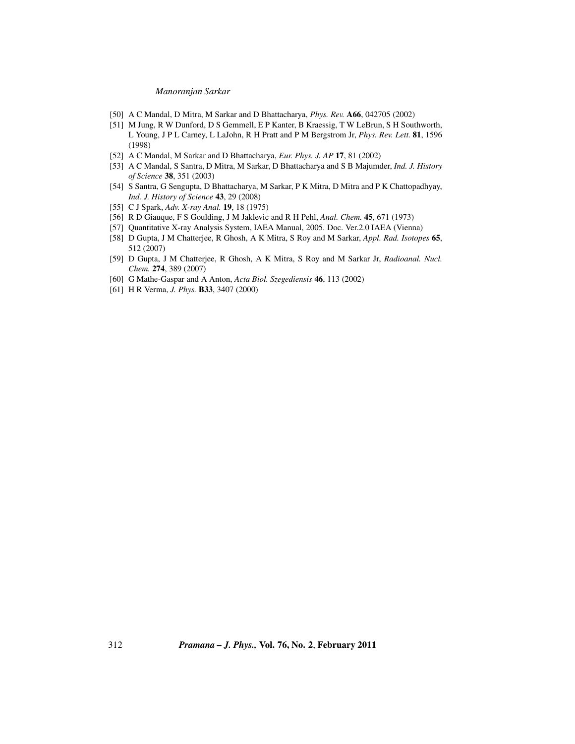[50] A C Mandal, D Mitra, M Sarkar and D Bhattacharya, *Phys. Rev.* **A66**, 042705 (2002)

[51] M Jung, R W Dunford, D S Gemmell, E P Kanter, B Kraessig, T W LeBrun, S H Southworth, L Young, J P L Carney, L LaJohn, R H Pratt and P M Bergstrom Jr, *Phys. Rev. Lett.* **81**, 1596 (1998)

[52] A C Mandal, M Sarkar and D Bhattacharya, *Eur. Phys. J. AP* **17**, 81 (2002)

[53] A C Mandal, S Santra, D Mitra, M Sarkar, D Bhattacharya and S B Majumder, *Ind. J. History of Science* **38**, 351 (2003)

[54] S Santra, G Sengupta, D Bhattacharya, M Sarkar, P K Mitra, D Mitra and P K Chattopadhyay, *Ind. J. History of Science* **43**, 29 (2008)

[55] C J Spark, *Adv. X-ray Anal.* **19**, 18 (1975)

[56] R D Giauque, F S Goulding, J M Jaklevic and R H Pehl, *Anal. Chem.* **45**, 671 (1973)

[57] Quantitative X-ray Analysis System, IAEA Manual, 2005. Doc. Ver.2.0 IAEA (Vienna)

[58] D Gupta, J M Chatterjee, R Ghosh, A K Mitra, S Roy and M Sarkar, *Appl. Rad. Isotopes* **65**, 512 (2007)

[59] D Gupta, J M Chatterjee, R Ghosh, A K Mitra, S Roy and M Sarkar Jr, *Radioanal. Nucl. Chem.* **274**, 389 (2007)

[60] G Mathe-Gaspar and A Anton, *Acta Biol. Szegediensis* **46**, 113 (2002)

[61] H R Verma, *J. Phys.* **B33**, 3407 (2000)